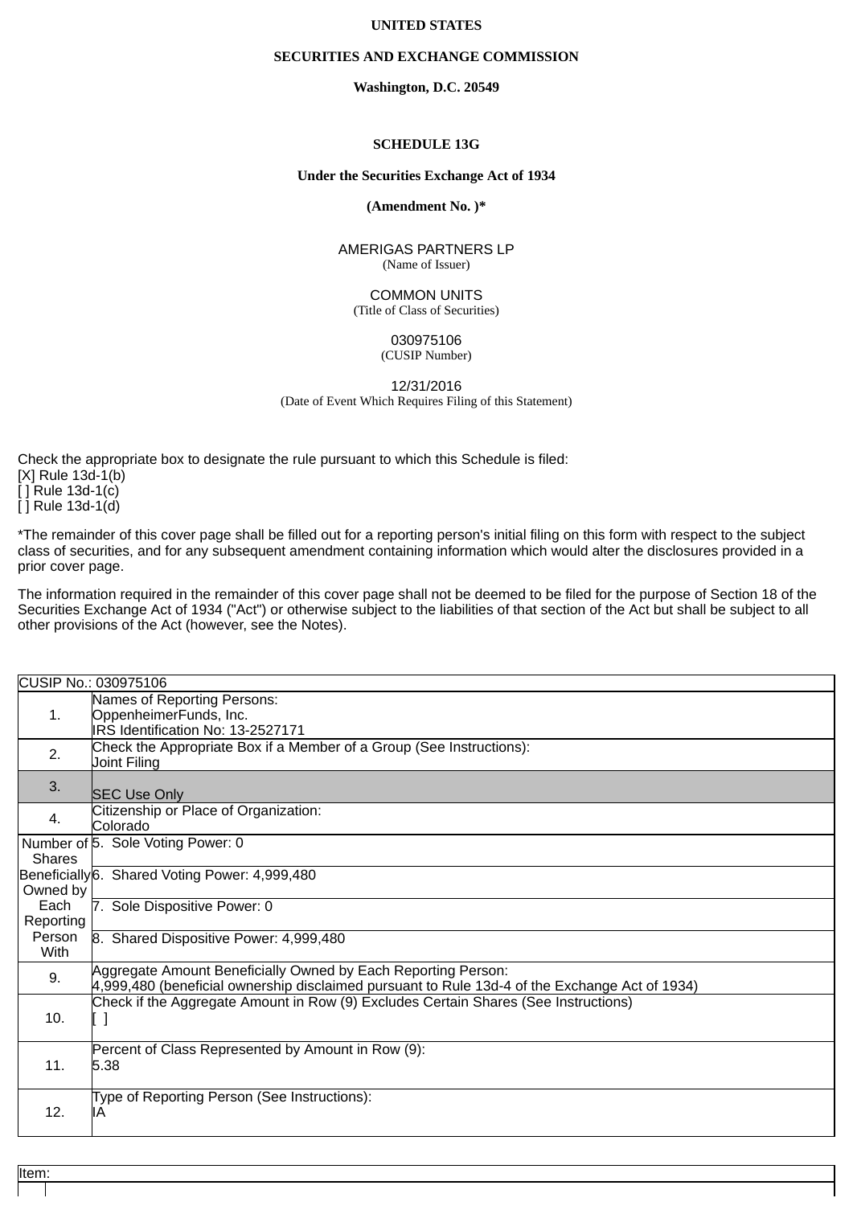**UNITED STATES**

**SECURITIES AND EXCHANGE COMMISSION**

**Washington, D.C. 20549**

**SCHEDULE 13G**

**Under the Securities Exchange Act of 1934**

**(Amendment No. )***

AMERIGAS PARTNERS LP
(Name of Issuer)

COMMON UNITS
(Title of Class of Securities)

030975106
(CUSIP Number)

12/31/2016
(Date of Event Which Requires Filing of this Statement)

Check the appropriate box to designate the rule pursuant to which this Schedule is filed:
[X] Rule 13d-1(b)
[ ] Rule 13d-1(c)
[ ] Rule 13d-1(d)

*The remainder of this cover page shall be filled out for a reporting person's initial filing on this form with respect to the subject class of securities, and for any subsequent amendment containing information which would alter the disclosures provided in a prior cover page.

The information required in the remainder of this cover page shall not be deemed to be filed for the purpose of Section 18 of the Securities Exchange Act of 1934 ("Act") or otherwise subject to the liabilities of that section of the Act but shall be subject to all other provisions of the Act (however, see the Notes).

| CUSIP No.: 030975106 | |
|---|---|
| 1. | Names of Reporting Persons:<br>OppenheimerFunds, Inc.<br>IRS Identification No: 13-2527171 |
| 2. | Check the Appropriate Box if a Member of a Group (See Instructions):<br>Joint Filing |
| 3. | SEC Use Only |
| 4. | Citizenship or Place of Organization:<br>Colorado |
| Number of Shares Beneficially Owned by Each Reporting Person With | 5. Sole Voting Power: 0 |
| | 6. Shared Voting Power: 4,999,480 |
| | 7. Sole Dispositive Power: 0 |
| | 8. Shared Dispositive Power: 4,999,480 |
| 9. | Aggregate Amount Beneficially Owned by Each Reporting Person:<br>4,999,480 (beneficial ownership disclaimed pursuant to Rule 13d-4 of the Exchange Act of 1934) |
| 10. | Check if the Aggregate Amount in Row (9) Excludes Certain Shares (See Instructions)<br>[ ] |
| 11. | Percent of Class Represented by Amount in Row (9):<br>5.38 |
| 12. | Type of Reporting Person (See Instructions):<br>IA |

Item: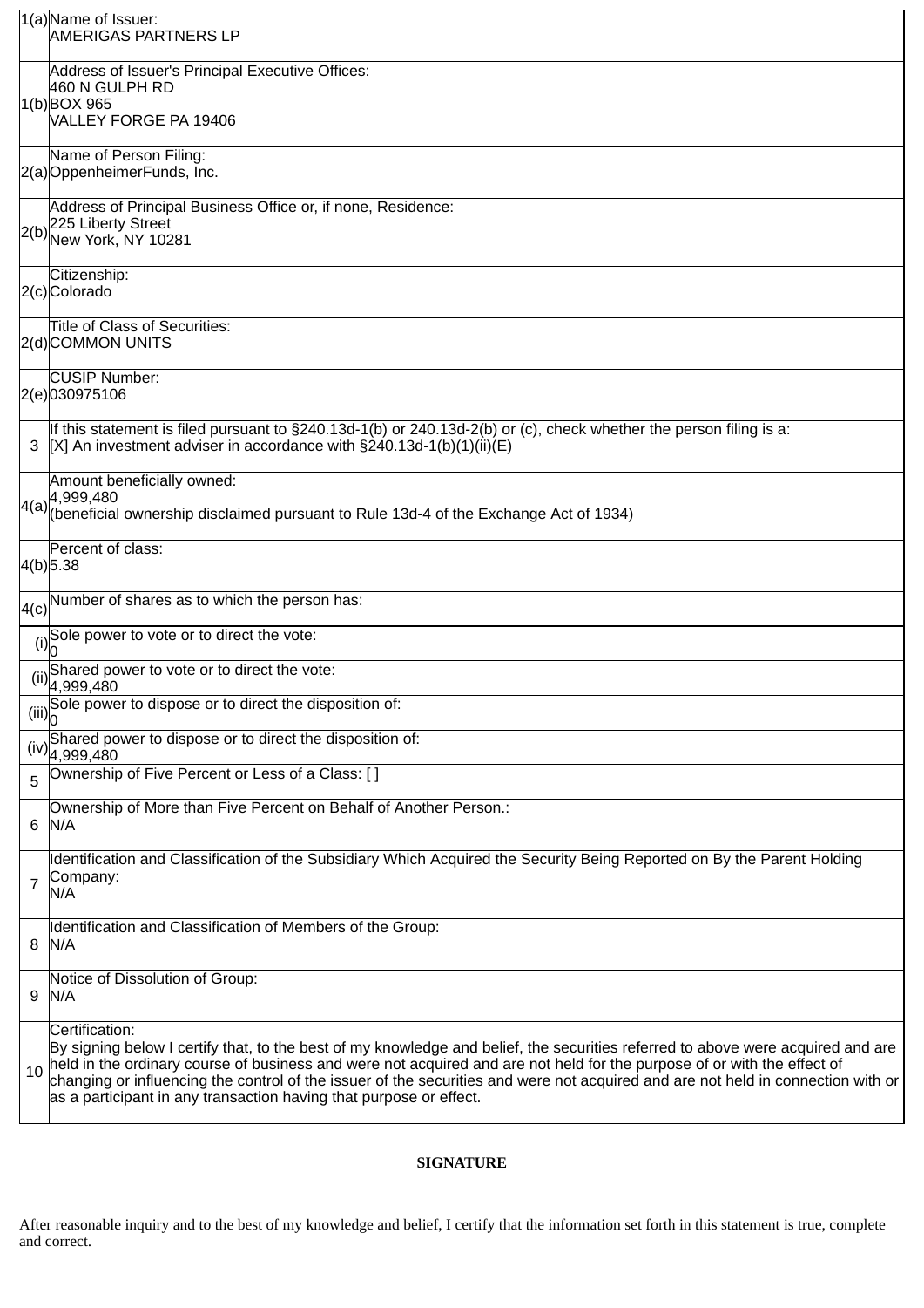| | |
|---|---|
| 1(a) | Name of Issuer:<br>AMERIGAS PARTNERS LP |
| 1(b) | Address of Issuer's Principal Executive Offices:<br>460 N GULPH RD<br>BOX 965<br>VALLEY FORGE PA 19406 |
| 2(a) | Name of Person Filing:<br>OppenheimerFunds, Inc. |
| 2(b) | Address of Principal Business Office or, if none, Residence:<br>225 Liberty Street<br>New York, NY 10281 |
| 2(c) | Citizenship:<br>Colorado |
| 2(d) | Title of Class of Securities:<br>COMMON UNITS |
| 2(e) | CUSIP Number:<br>030975106 |
| 3 | If this statement is filed pursuant to §240.13d-1(b) or 240.13d-2(b) or (c), check whether the person filing is a:<br>[X] An investment adviser in accordance with §240.13d-1(b)(1)(ii)(E) |
| 4(a) | Amount beneficially owned:<br>4,999,480<br>(beneficial ownership disclaimed pursuant to Rule 13d-4 of the Exchange Act of 1934) |
| 4(b) | Percent of class:<br>5.38 |
| 4(c) | Number of shares as to which the person has: |
| (i) | Sole power to vote or to direct the vote:<br>0 |
| (ii) | Shared power to vote or to direct the vote:<br>4,999,480 |
| (iii) | Sole power to dispose or to direct the disposition of:<br>0 |
| (iv) | Shared power to dispose or to direct the disposition of:<br>4,999,480 |
| 5 | Ownership of Five Percent or Less of a Class: [ ] |
| 6 | Ownership of More than Five Percent on Behalf of Another Person.:<br>N/A |
| 7 | Identification and Classification of the Subsidiary Which Acquired the Security Being Reported on By the Parent Holding Company:<br>N/A |
| 8 | Identification and Classification of Members of the Group:<br>N/A |
| 9 | Notice of Dissolution of Group:<br>N/A |
| 10 | Certification:<br>By signing below I certify that, to the best of my knowledge and belief, the securities referred to above were acquired and are held in the ordinary course of business and were not acquired and are not held for the purpose of or with the effect of changing or influencing the control of the issuer of the securities and were not acquired and are not held in connection with or as a participant in any transaction having that purpose or effect. |

**SIGNATURE**

After reasonable inquiry and to the best of my knowledge and belief, I certify that the information set forth in this statement is true, complete and correct.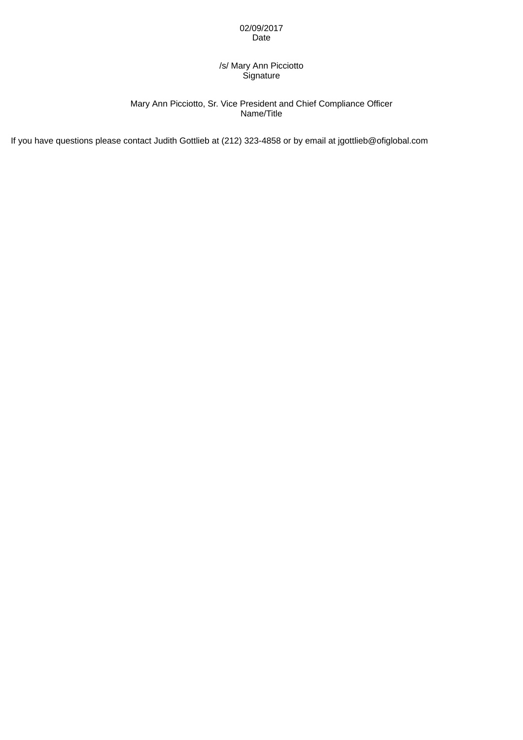02/09/2017
Date

/s/ Mary Ann Picciotto
Signature

Mary Ann Picciotto, Sr. Vice President and Chief Compliance Officer
Name/Title

If you have questions please contact Judith Gottlieb at (212) 323-4858 or by email at jgottlieb@ofiglobal.com